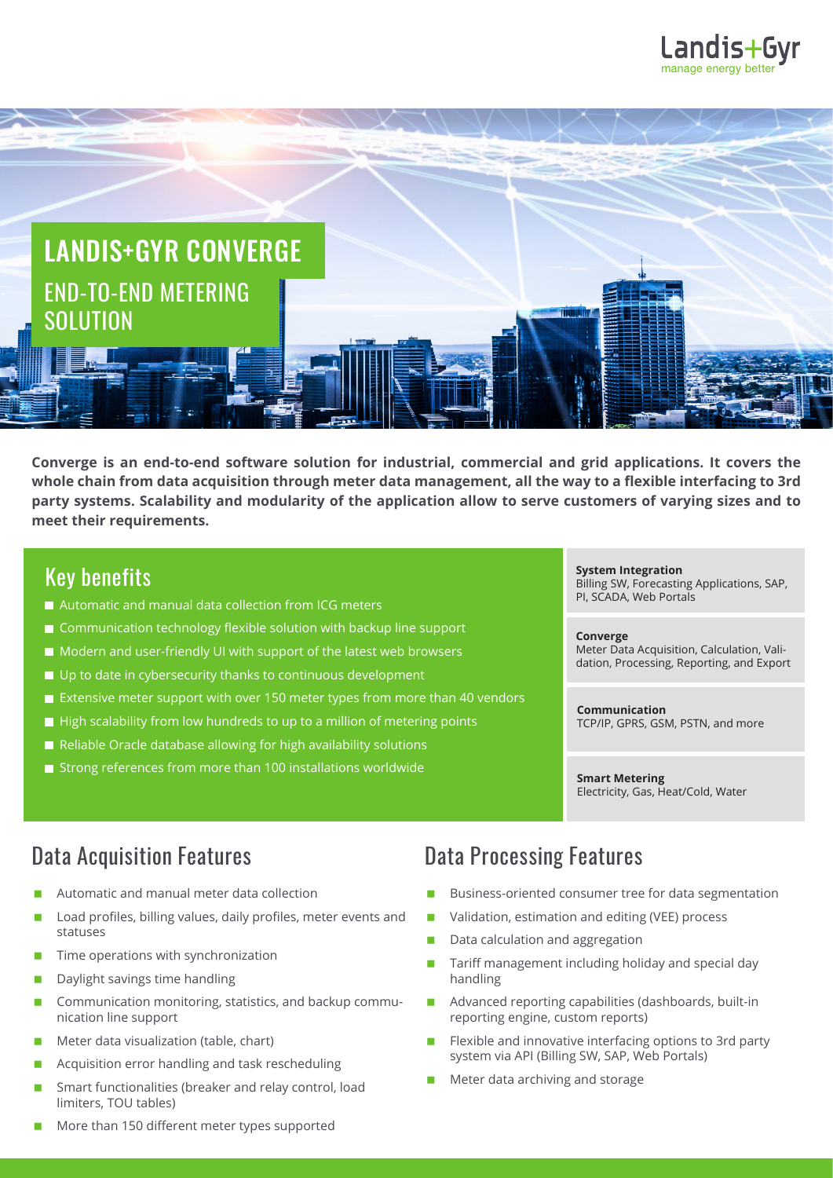# LANDIS+GYR CONVERGE

## END-TO-END METERING SOLUTION

**Converge is an end-to-end software solution for industrial, commercial and grid applications. It covers the whole chain from data acquisition through meter data management, all the way to a flexible interfacing to 3rd party systems. Scalability and modularity of the application allow to serve customers of varying sizes and to meet their requirements.**

## Key benefits

- Automatic and manual data collection from ICG meters
- Communication technology flexible solution with backup line support
- Modern and user-friendly UI with support of the latest web browsers
- Up to date in cybersecurity thanks to continuous development
- Extensive meter support with over 150 meter types from more than 40 vendors
- High scalability from low hundreds to up to a million of metering points
- Reliable Oracle database allowing for high availability solutions
- Strong references from more than 100 installations worldwide

**System Integration**
Billing SW, Forecasting Applications, SAP, PI, SCADA, Web Portals

**Converge**
Meter Data Acquisition, Calculation, Validation, Processing, Reporting, and Export

**Communication**
TCP/IP, GPRS, GSM, PSTN, and more

**Smart Metering**
Electricity, Gas, Heat/Cold, Water

## Data Acquisition Features

- Automatic and manual meter data collection
- Load profiles, billing values, daily profiles, meter events and statuses
- Time operations with synchronization
- Daylight savings time handling
- Communication monitoring, statistics, and backup communication line support
- Meter data visualization (table, chart)
- Acquisition error handling and task rescheduling
- Smart functionalities (breaker and relay control, load limiters, TOU tables)
- More than 150 different meter types supported

## Data Processing Features

- Business-oriented consumer tree for data segmentation
- Validation, estimation and editing (VEE) process
- Data calculation and aggregation
- Tariff management including holiday and special day handling
- Advanced reporting capabilities (dashboards, built-in reporting engine, custom reports)
- Flexible and innovative interfacing options to 3rd party system via API (Billing SW, SAP, Web Portals)
- Meter data archiving and storage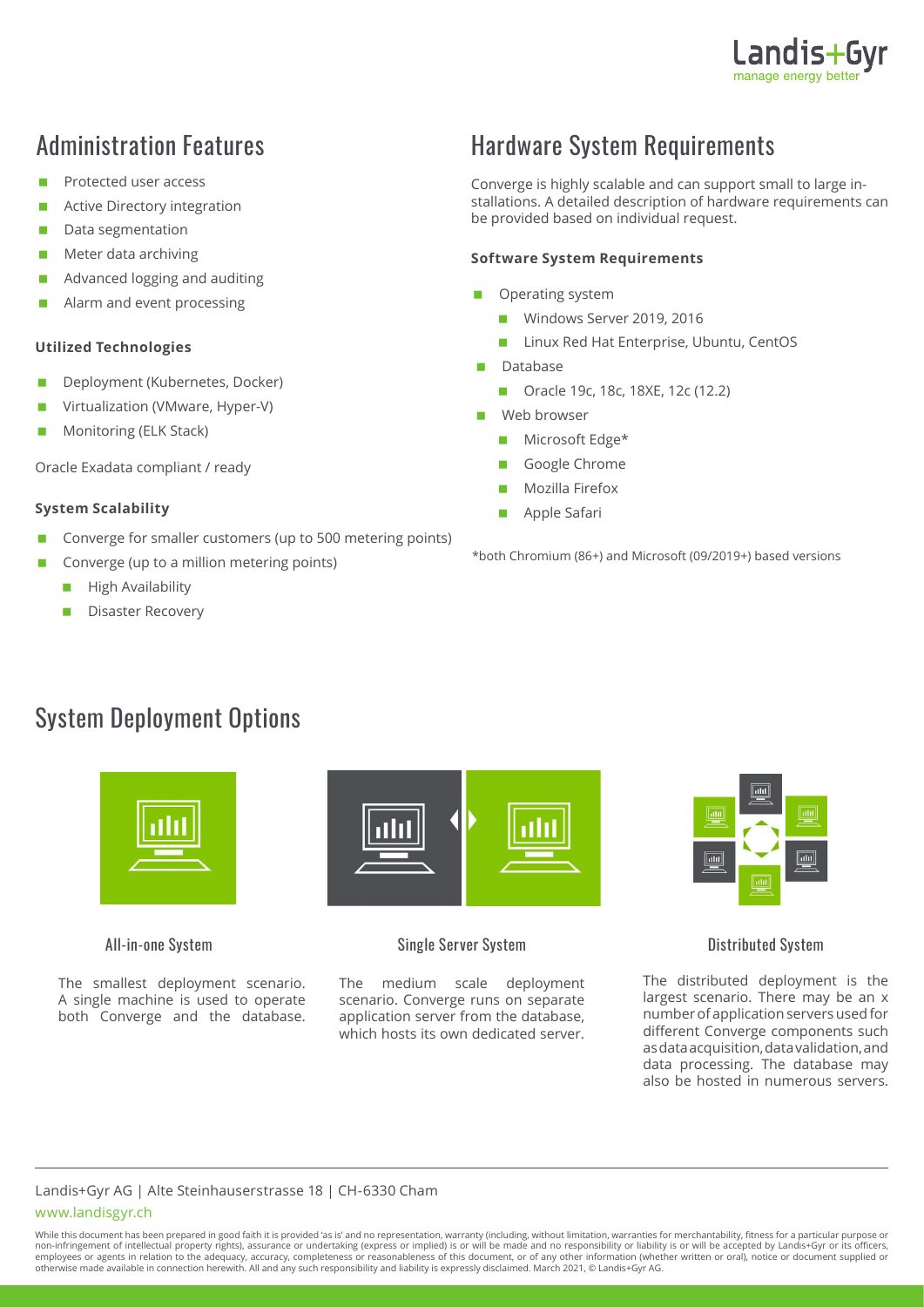## Administration Features

- Protected user access
- Active Directory integration
- Data segmentation
- Meter data archiving
- Advanced logging and auditing
- Alarm and event processing

### Utilized Technologies

- Deployment (Kubernetes, Docker)
- Virtualization (VMware, Hyper-V)
- Monitoring (ELK Stack)

Oracle Exadata compliant / ready

### System Scalability

- Converge for smaller customers (up to 500 metering points)
- Converge (up to a million metering points)
  - High Availability
  - Disaster Recovery

## Hardware System Requirements

Converge is highly scalable and can support small to large installations. A detailed description of hardware requirements can be provided based on individual request.

### Software System Requirements

- Operating system
  - Windows Server 2019, 2016
  - Linux Red Hat Enterprise, Ubuntu, CentOS
- Database
  - Oracle 19c, 18c, 18XE, 12c (12.2)
- Web browser
  - Microsoft Edge*
  - Google Chrome
  - Mozilla Firefox
  - Apple Safari

*both Chromium (86+) and Microsoft (09/2019+) based versions

## System Deployment Options

### All-in-one System

The smallest deployment scenario. A single machine is used to operate both Converge and the database.

### Single Server System

The medium scale deployment scenario. Converge runs on separate application server from the database, which hosts its own dedicated server.

### Distributed System

The distributed deployment is the largest scenario. There may be an x number of application servers used for different Converge components such as data acquisition, data validation, and data processing. The database may also be hosted in numerous servers.

---

Landis+Gyr AG | Alte Steinhauserstrasse 18 | CH-6330 Cham
www.landisgyr.ch

While this document has been prepared in good faith it is provided 'as is' and no representation, warranty (including, without limitation, warranties for merchantability, fitness for a particular purpose or non-infringement of intellectual property rights), assurance or undertaking (express or implied) is or will be made and no responsibility or liability is or will be accepted by Landis+Gyr or its officers, employees or agents in relation to the adequacy, accuracy, completeness or reasonableness of this document, or of any other information (whether written or oral), notice or document supplied or otherwise made available in connection herewith. All and any such responsibility and liability is expressly disclaimed. March 2021, © Landis+Gyr AG.